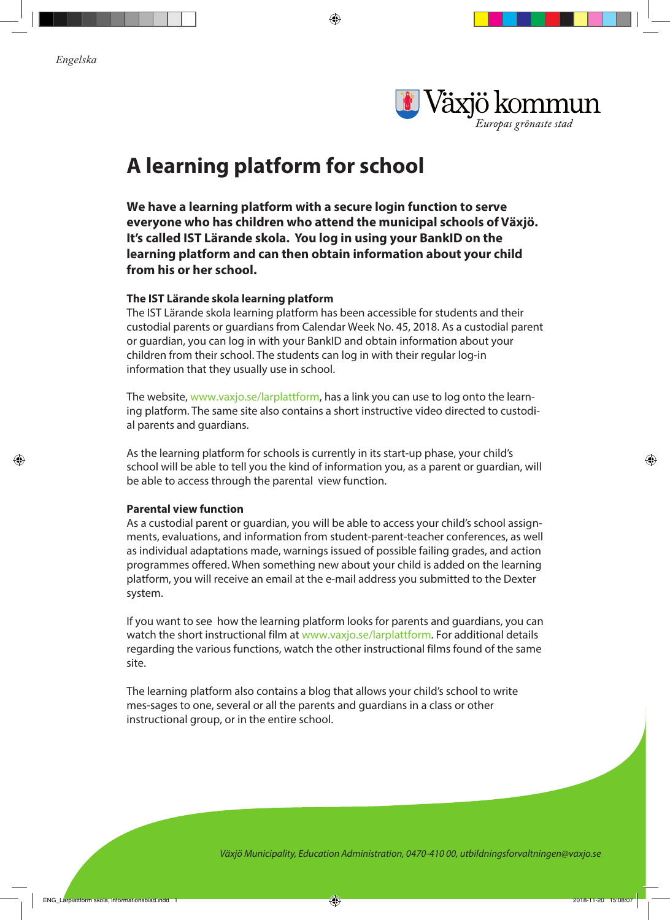*Engelska*

Växjö kommun
*Europas grönaste stad*

# A learning platform for school

**We have a learning platform with a secure login function to serve everyone who has children who attend the municipal schools of Växjö. It's called IST Lärande skola. You log in using your BankID on the learning platform and can then obtain information about your child from his or her school.**

**The IST Lärande skola learning platform**
The IST Lärande skola learning platform has been accessible for students and their custodial parents or guardians from Calendar Week No. 45, 2018. As a custodial parent or guardian, you can log in with your BankID and obtain information about your children from their school. The students can log in with their regular log-in information that they usually use in school.

The website, www.vaxjo.se/larplattform, has a link you can use to log onto the learning platform. The same site also contains a short instructive video directed to custodial parents and guardians.

As the learning platform for schools is currently in its start-up phase, your child's school will be able to tell you the kind of information you, as a parent or guardian, will be able to access through the parental view function.

**Parental view function**
As a custodial parent or guardian, you will be able to access your child's school assignments, evaluations, and information from student-parent-teacher conferences, as well as individual adaptations made, warnings issued of possible failing grades, and action programmes offered. When something new about your child is added on the learning platform, you will receive an email at the e-mail address you submitted to the Dexter system.

If you want to see how the learning platform looks for parents and guardians, you can watch the short instructional film at www.vaxjo.se/larplattform. For additional details regarding the various functions, watch the other instructional films found of the same site.

The learning platform also contains a blog that allows your child's school to write mes-sages to one, several or all the parents and guardians in a class or other instructional group, or in the entire school.

*Växjö Municipality, Education Administration, 0470-410 00, utbildningsforvaltningen@vaxjo.se*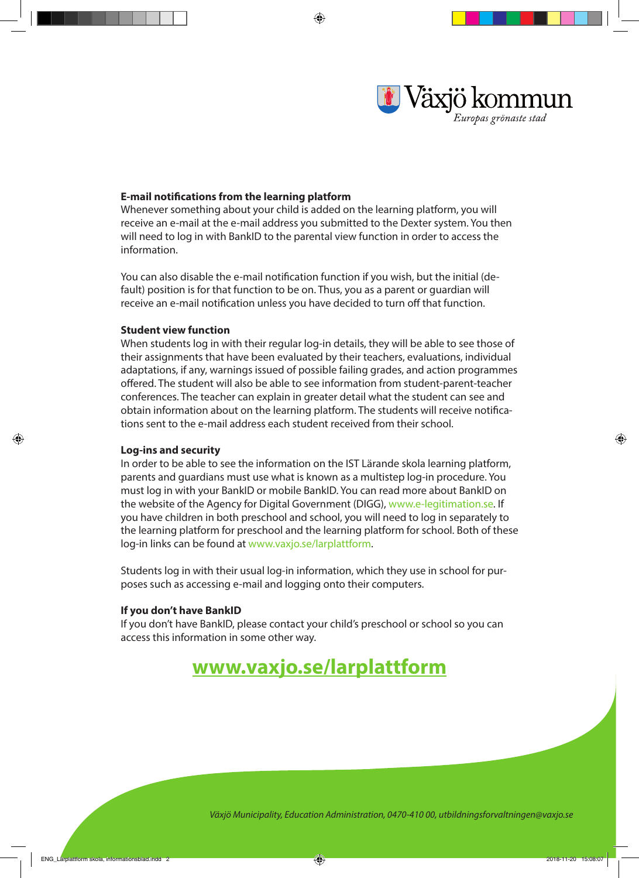Växjö kommun
*Europas grönaste stad*

**E-mail notifications from the learning platform**
Whenever something about your child is added on the learning platform, you will receive an e-mail at the e-mail address you submitted to the Dexter system. You then will need to log in with BankID to the parental view function in order to access the information.

You can also disable the e-mail notification function if you wish, but the initial (default) position is for that function to be on. Thus, you as a parent or guardian will receive an e-mail notification unless you have decided to turn off that function.

**Student view function**
When students log in with their regular log-in details, they will be able to see those of their assignments that have been evaluated by their teachers, evaluations, individual adaptations, if any, warnings issued of possible failing grades, and action programmes offered. The student will also be able to see information from student-parent-teacher conferences. The teacher can explain in greater detail what the student can see and obtain information about on the learning platform. The students will receive notifications sent to the e-mail address each student received from their school.

**Log-ins and security**
In order to be able to see the information on the IST Lärande skola learning platform, parents and guardians must use what is known as a multistep log-in procedure. You must log in with your BankID or mobile BankID. You can read more about BankID on the website of the Agency for Digital Government (DIGG), www.e-legitimation.se. If you have children in both preschool and school, you will need to log in separately to the learning platform for preschool and the learning platform for school. Both of these log-in links can be found at www.vaxjo.se/larplattform.

Students log in with their usual log-in information, which they use in school for purposes such as accessing e-mail and logging onto their computers.

**If you don't have BankID**
If you don't have BankID, please contact your child's preschool or school so you can access this information in some other way.

**www.vaxjo.se/larplattform**

*Växjö Municipality, Education Administration, 0470-410 00, utbildningsforvaltningen@vaxjo.se*